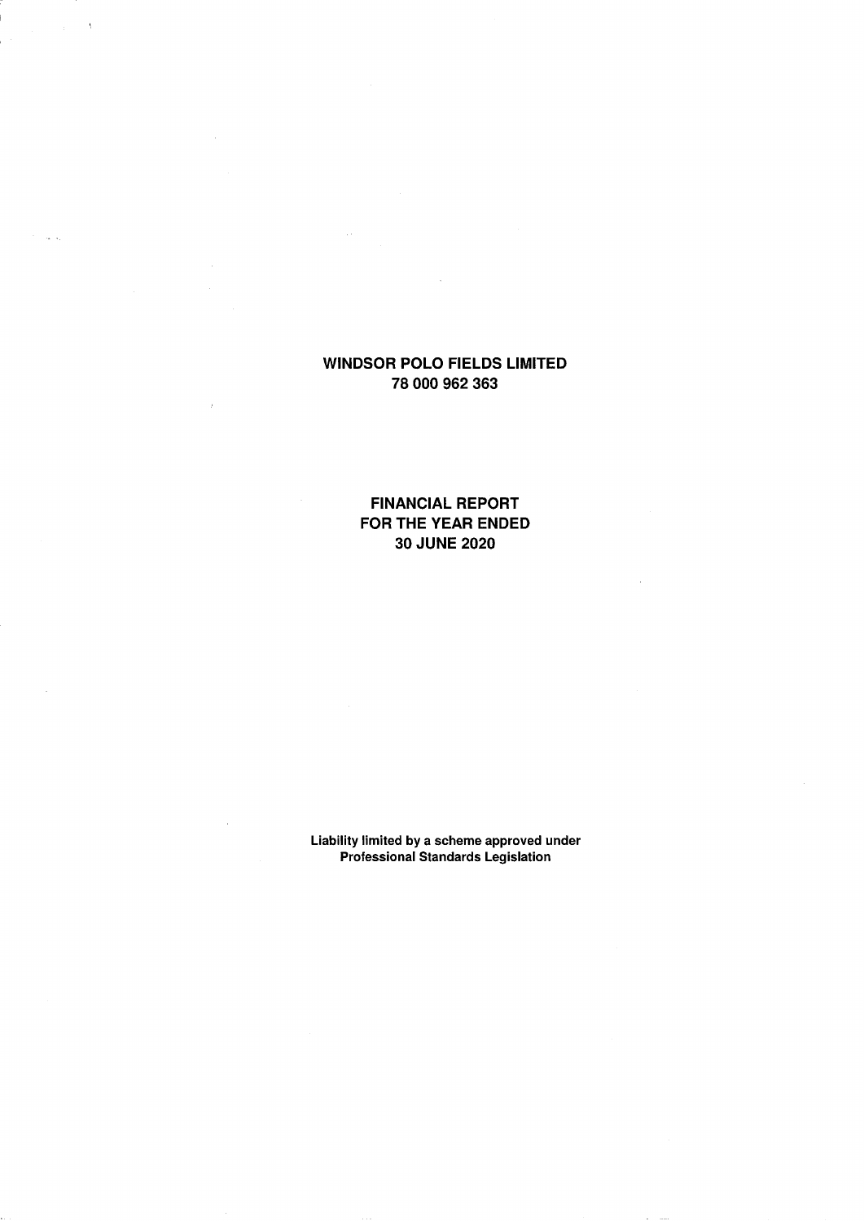# WINDSOR POLO FIELDS LIMITED
## 78 000 962 363

## FINANCIAL REPORT
## FOR THE YEAR ENDED
## 30 JUNE 2020

**Liability limited by a scheme approved under Professional Standards Legislation**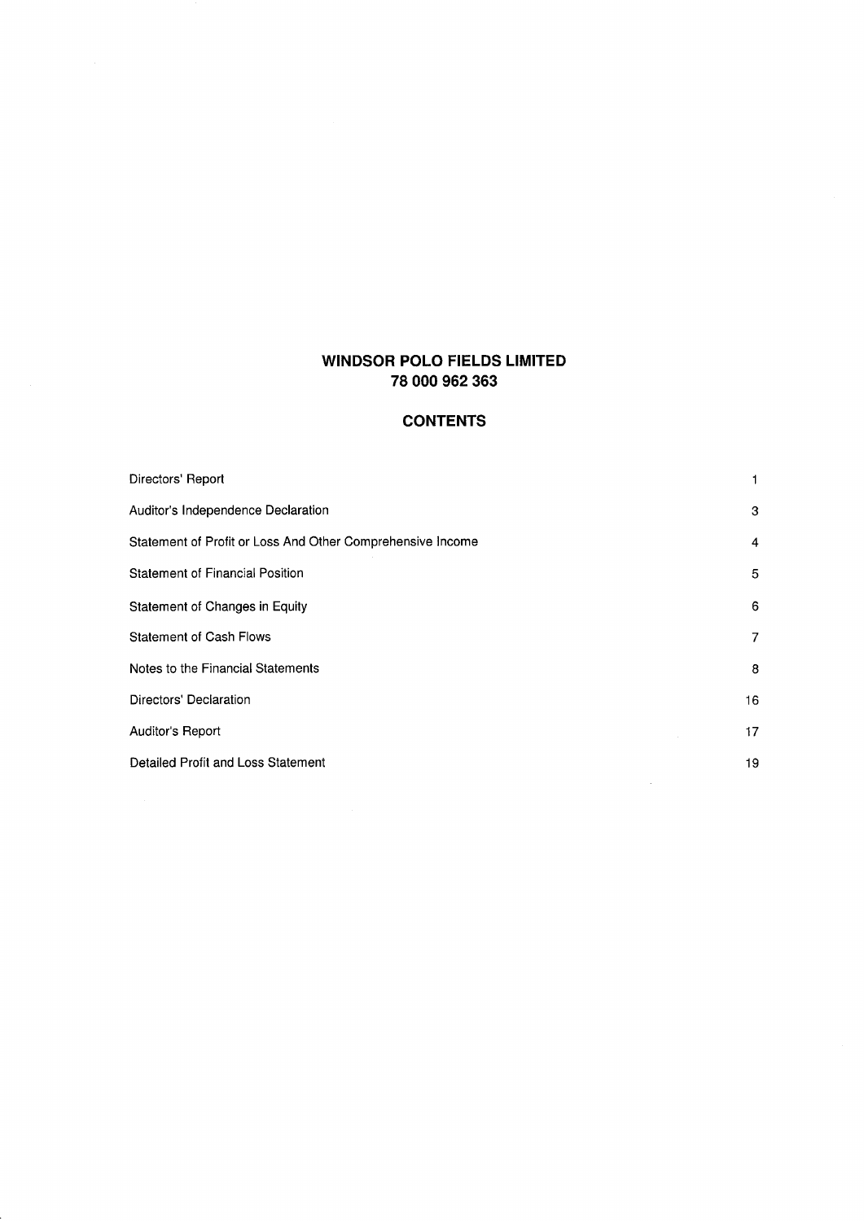# WINDSOR POLO FIELDS LIMITED
# 78 000 962 363

## CONTENTS

| | |
|---|---|
| Directors' Report | 1 |
| Auditor's Independence Declaration | 3 |
| Statement of Profit or Loss And Other Comprehensive Income | 4 |
| Statement of Financial Position | 5 |
| Statement of Changes in Equity | 6 |
| Statement of Cash Flows | 7 |
| Notes to the Financial Statements | 8 |
| Directors' Declaration | 16 |
| Auditor's Report | 17 |
| Detailed Profit and Loss Statement | 19 |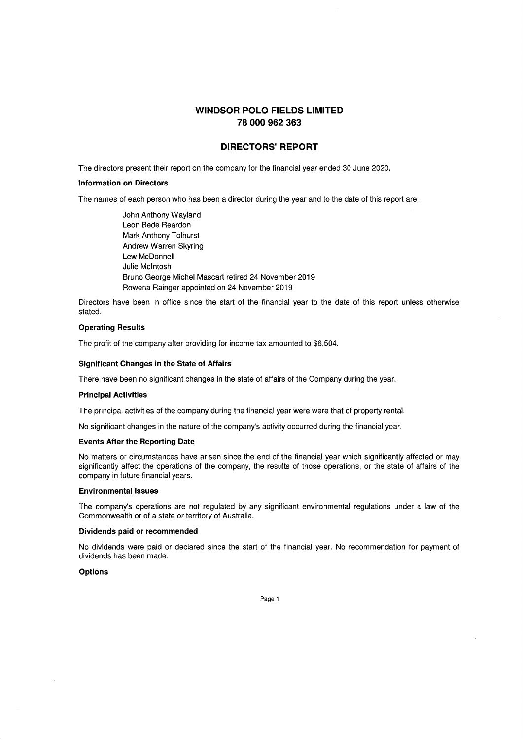# WINDSOR POLO FIELDS LIMITED
# 78 000 962 363

## DIRECTORS' REPORT

The directors present their report on the company for the financial year ended 30 June 2020.

### Information on Directors

The names of each person who has been a director during the year and to the date of this report are:

John Anthony Wayland
Leon Bede Reardon
Mark Anthony Tolhurst
Andrew Warren Skyring
Lew McDonnell
Julie McIntosh
Bruno George Michel Mascart retired 24 November 2019
Rowena Rainger appointed on 24 November 2019

Directors have been in office since the start of the financial year to the date of this report unless otherwise stated.

### Operating Results

The profit of the company after providing for income tax amounted to $6,504.

### Significant Changes in the State of Affairs

There have been no significant changes in the state of affairs of the Company during the year.

### Principal Activities

The principal activities of the company during the financial year were were that of property rental.

No significant changes in the nature of the company's activity occurred during the financial year.

### Events After the Reporting Date

No matters or circumstances have arisen since the end of the financial year which significantly affected or may significantly affect the operations of the company, the results of those operations, or the state of affairs of the company in future financial years.

### Environmental Issues

The company's operations are not regulated by any significant environmental regulations under a law of the Commonwealth or of a state or territory of Australia.

### Dividends paid or recommended

No dividends were paid or declared since the start of the financial year. No recommendation for payment of dividends has been made.

### Options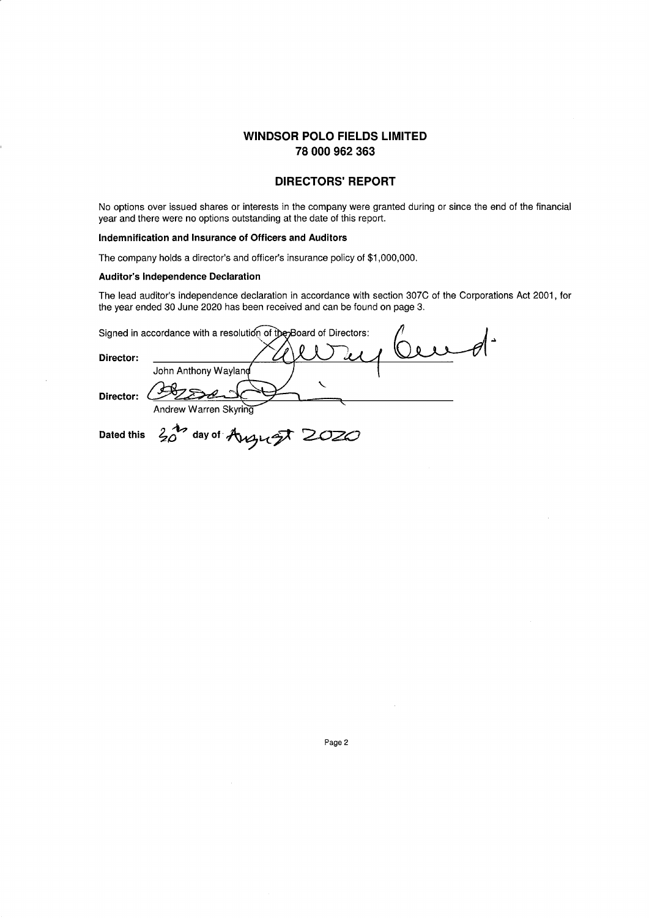# WINDSOR POLO FIELDS LIMITED
# 78 000 962 363

## DIRECTORS' REPORT

No options over issued shares or interests in the company were granted during or since the end of the financial year and there were no options outstanding at the date of this report.

### Indemnification and Insurance of Officers and Auditors

The company holds a director's and officer's insurance policy of $1,000,000.

### Auditor's Independence Declaration

The lead auditor's independence declaration in accordance with section 307C of the Corporations Act 2001, for the year ended 30 June 2020 has been received and can be found on page 3.

Signed in accordance with a resolution of the Board of Directors:

**Director:** ______________________
John Anthony Wayland

**Director:** ______________________
Andrew Warren Skyring

**Dated this** 20th **day of** August 2020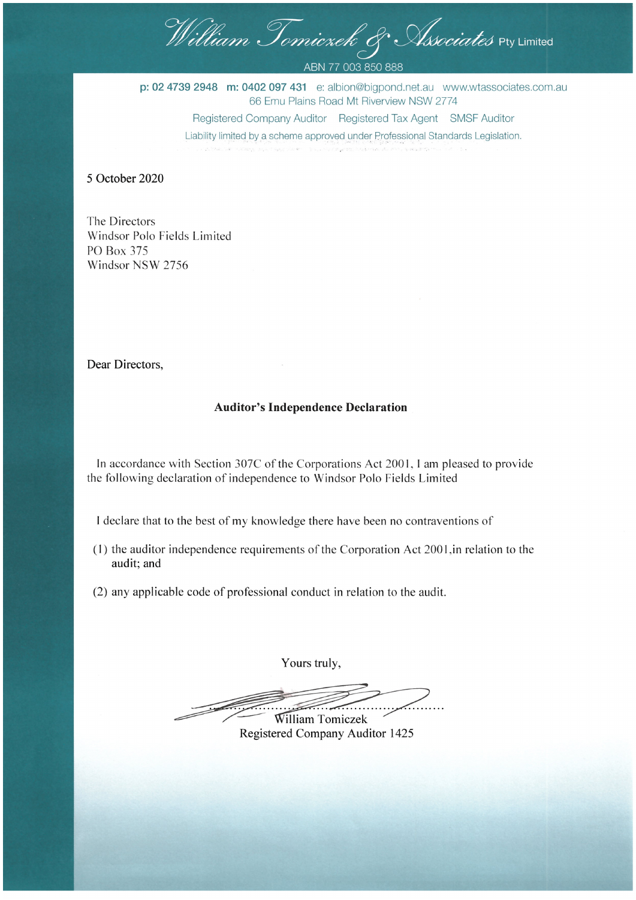William Tomiczek & Associates Pty Limited

ABN 77 003 850 888

**p: 02 4739 2948 m: 0402 097 431** e: albion@bigpond.net.au www.wtassociates.com.au
66 Emu Plains Road Mt Riverview NSW 2774

Registered Company Auditor Registered Tax Agent SMSF Auditor

Liability limited by a scheme approved under Professional Standards Legislation.

5 October 2020

The Directors
Windsor Polo Fields Limited
PO Box 375
Windsor NSW 2756

Dear Directors,

**Auditor's Independence Declaration**

In accordance with Section 307C of the Corporations Act 2001, I am pleased to provide the following declaration of independence to Windsor Polo Fields Limited

I declare that to the best of my knowledge there have been no contraventions of

(1) the auditor independence requirements of the Corporation Act 2001,in relation to the audit; and

(2) any applicable code of professional conduct in relation to the audit.

Yours truly,

..................................................
William Tomiczek
Registered Company Auditor 1425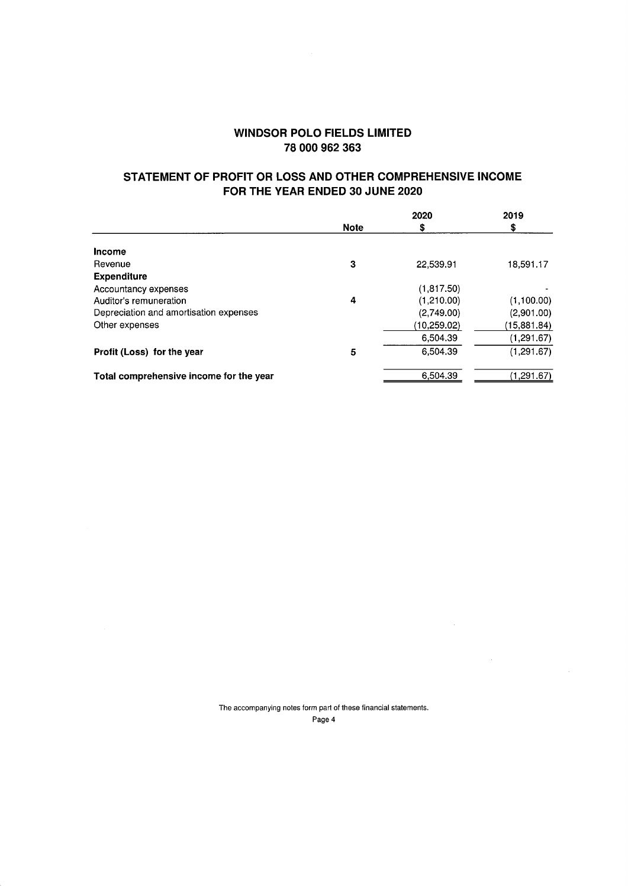# WINDSOR POLO FIELDS LIMITED
## 78 000 962 363

## STATEMENT OF PROFIT OR LOSS AND OTHER COMPREHENSIVE INCOME FOR THE YEAR ENDED 30 JUNE 2020

| | Note | 2020 $ | 2019 $ |
|---|---|---|---|
| **Income** | | | |
| Revenue | 3 | 22,539.91 | 18,591.17 |
| **Expenditure** | | | |
| Accountancy expenses | | (1,817.50) | - |
| Auditor's remuneration | 4 | (1,210.00) | (1,100.00) |
| Depreciation and amortisation expenses | | (2,749.00) | (2,901.00) |
| Other expenses | | (10,259.02) | (15,881.84) |
| | | 6,504.39 | (1,291.67) |
| **Profit (Loss) for the year** | 5 | 6,504.39 | (1,291.67) |
| **Total comprehensive income for the year** | | 6,504.39 | (1,291.67) |

The accompanying notes form part of these financial statements.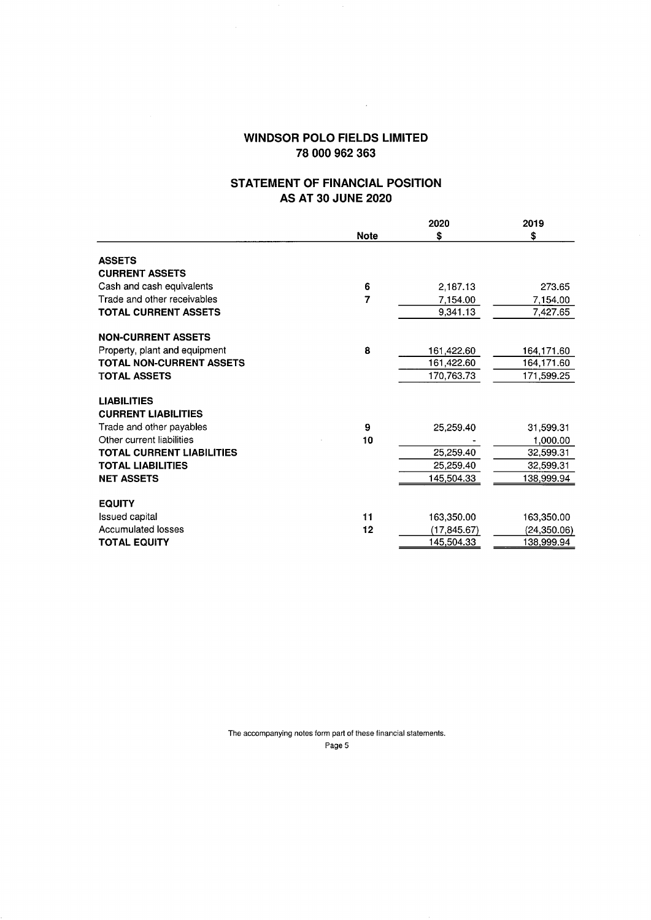# WINDSOR POLO FIELDS LIMITED
## 78 000 962 363

## STATEMENT OF FINANCIAL POSITION
## AS AT 30 JUNE 2020

| | Note | 2020<br>$ | 2019<br>$ |
|---|---|---|---|
| **ASSETS** | | | |
| **CURRENT ASSETS** | | | |
| Cash and cash equivalents | 6 | 2,187.13 | 273.65 |
| Trade and other receivables | 7 | 7,154.00 | 7,154.00 |
| **TOTAL CURRENT ASSETS** | | 9,341.13 | 7,427.65 |
| **NON-CURRENT ASSETS** | | | |
| Property, plant and equipment | 8 | 161,422.60 | 164,171.60 |
| **TOTAL NON-CURRENT ASSETS** | | 161,422.60 | 164,171.60 |
| **TOTAL ASSETS** | | 170,763.73 | 171,599.25 |
| **LIABILITIES** | | | |
| **CURRENT LIABILITIES** | | | |
| Trade and other payables | 9 | 25,259.40 | 31,599.31 |
| Other current liabilities | 10 | - | 1,000.00 |
| **TOTAL CURRENT LIABILITIES** | | 25,259.40 | 32,599.31 |
| **TOTAL LIABILITIES** | | 25,259.40 | 32,599.31 |
| **NET ASSETS** | | 145,504.33 | 138,999.94 |
| **EQUITY** | | | |
| Issued capital | 11 | 163,350.00 | 163,350.00 |
| Accumulated losses | 12 | (17,845.67) | (24,350.06) |
| **TOTAL EQUITY** | | 145,504.33 | 138,999.94 |

The accompanying notes form part of these financial statements.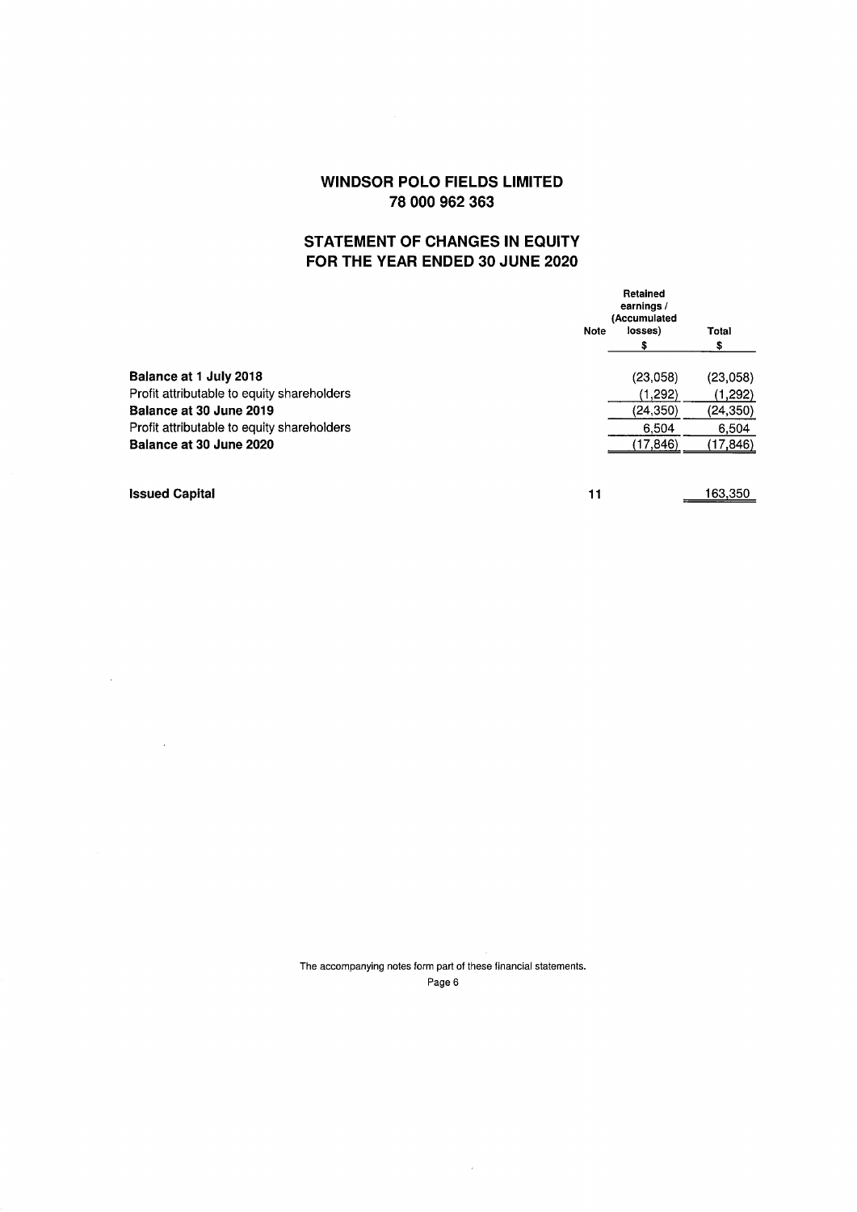# WINDSOR POLO FIELDS LIMITED
# 78 000 962 363

## STATEMENT OF CHANGES IN EQUITY FOR THE YEAR ENDED 30 JUNE 2020

| | Note | Retained earnings / (Accumulated losses) $ | Total $ |
|---|---|---|---|
| **Balance at 1 July 2018** | | (23,058) | (23,058) |
| Profit attributable to equity shareholders | | (1,292) | (1,292) |
| **Balance at 30 June 2019** | | (24,350) | (24,350) |
| Profit attributable to equity shareholders | | 6,504 | 6,504 |
| **Balance at 30 June 2020** | | (17,846) | (17,846) |
| | | | |
| **Issued Capital** | 11 | | 163,350 |

The accompanying notes form part of these financial statements.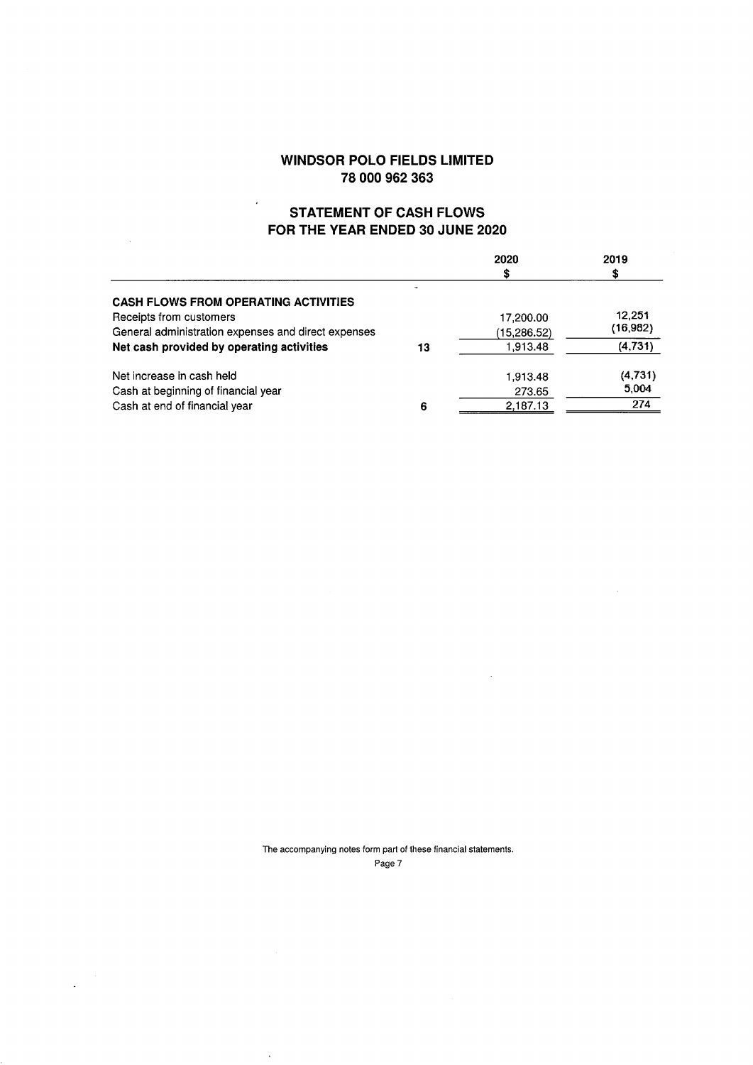# WINDSOR POLO FIELDS LIMITED
## 78 000 962 363

## STATEMENT OF CASH FLOWS
## FOR THE YEAR ENDED 30 JUNE 2020

| | | 2020<br>$ | 2019<br>$ |
|---|---|---|---|
| **CASH FLOWS FROM OPERATING ACTIVITIES** | | | |
| Receipts from customers | | 17,200.00 | 12,251 |
| General administration expenses and direct expenses | | (15,286.52) | (16,982) |
| **Net cash provided by operating activities** | 13 | 1,913.48 | (4,731) |
| Net increase in cash held | | 1,913.48 | (4,731) |
| Cash at beginning of financial year | | 273.65 | 5,004 |
| Cash at end of financial year | 6 | 2,187.13 | 274 |

The accompanying notes form part of these financial statements.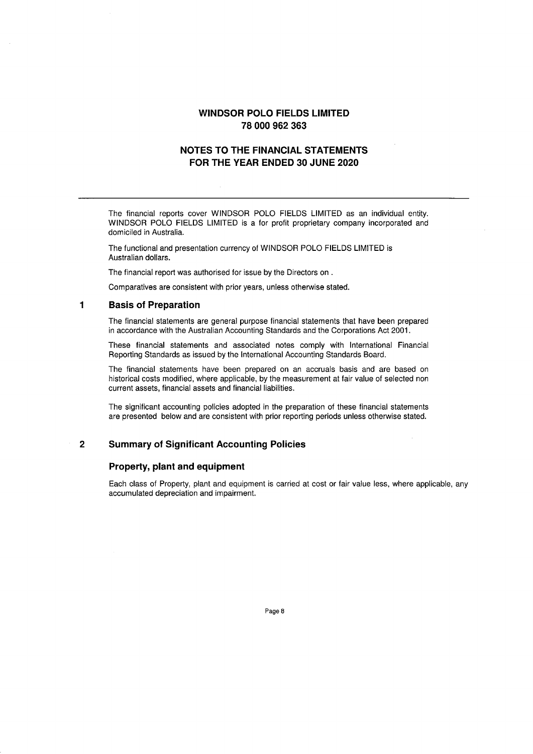# WINDSOR POLO FIELDS LIMITED
## 78 000 962 363

## NOTES TO THE FINANCIAL STATEMENTS
## FOR THE YEAR ENDED 30 JUNE 2020

The financial reports cover WINDSOR POLO FIELDS LIMITED as an individual entity. WINDSOR POLO FIELDS LIMITED is a for profit proprietary company incorporated and domiciled in Australia.

The functional and presentation currency of WINDSOR POLO FIELDS LIMITED is Australian dollars.

The financial report was authorised for issue by the Directors on .

Comparatives are consistent with prior years, unless otherwise stated.

### 1 Basis of Preparation

The financial statements are general purpose financial statements that have been prepared in accordance with the Australian Accounting Standards and the Corporations Act 2001.

These financial statements and associated notes comply with International Financial Reporting Standards as issued by the International Accounting Standards Board.

The financial statements have been prepared on an accruals basis and are based on historical costs modified, where applicable, by the measurement at fair value of selected non current assets, financial assets and financial liabilities.

The significant accounting policies adopted in the preparation of these financial statements are presented below and are consistent with prior reporting periods unless otherwise stated.

### 2 Summary of Significant Accounting Policies

#### Property, plant and equipment

Each class of Property, plant and equipment is carried at cost or fair value less, where applicable, any accumulated depreciation and impairment.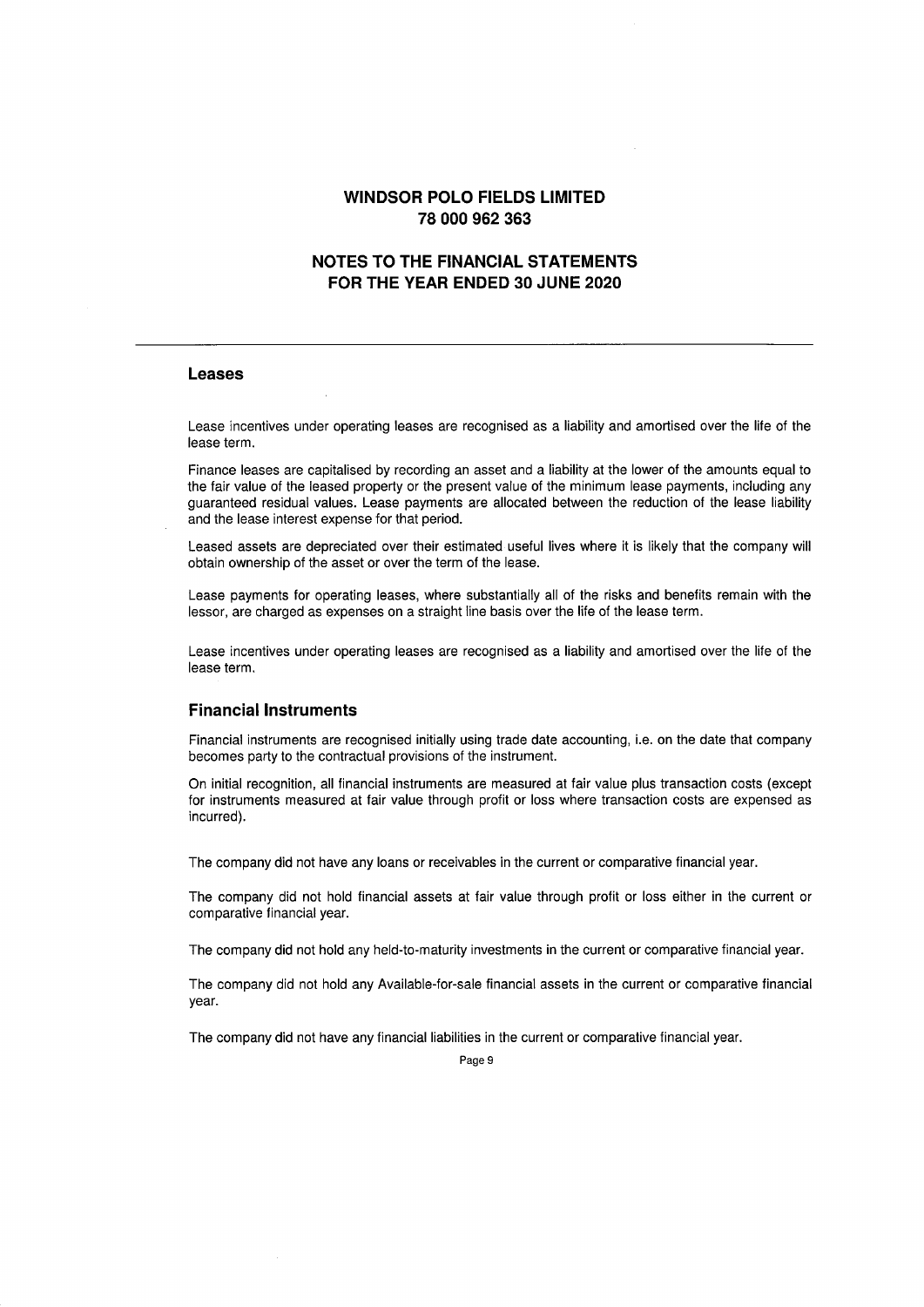# WINDSOR POLO FIELDS LIMITED
# 78 000 962 363

## NOTES TO THE FINANCIAL STATEMENTS
## FOR THE YEAR ENDED 30 JUNE 2020

---

### Leases

Lease incentives under operating leases are recognised as a liability and amortised over the life of the lease term.

Finance leases are capitalised by recording an asset and a liability at the lower of the amounts equal to the fair value of the leased property or the present value of the minimum lease payments, including any guaranteed residual values. Lease payments are allocated between the reduction of the lease liability and the lease interest expense for that period.

Leased assets are depreciated over their estimated useful lives where it is likely that the company will obtain ownership of the asset or over the term of the lease.

Lease payments for operating leases, where substantially all of the risks and benefits remain with the lessor, are charged as expenses on a straight line basis over the life of the lease term.

Lease incentives under operating leases are recognised as a liability and amortised over the life of the lease term.

### Financial Instruments

Financial instruments are recognised initially using trade date accounting, i.e. on the date that company becomes party to the contractual provisions of the instrument.

On initial recognition, all financial instruments are measured at fair value plus transaction costs (except for instruments measured at fair value through profit or loss where transaction costs are expensed as incurred).

The company did not have any loans or receivables in the current or comparative financial year.

The company did not hold financial assets at fair value through profit or loss either in the current or comparative financial year.

The company did not hold any held-to-maturity investments in the current or comparative financial year.

The company did not hold any Available-for-sale financial assets in the current or comparative financial year.

The company did not have any financial liabilities in the current or comparative financial year.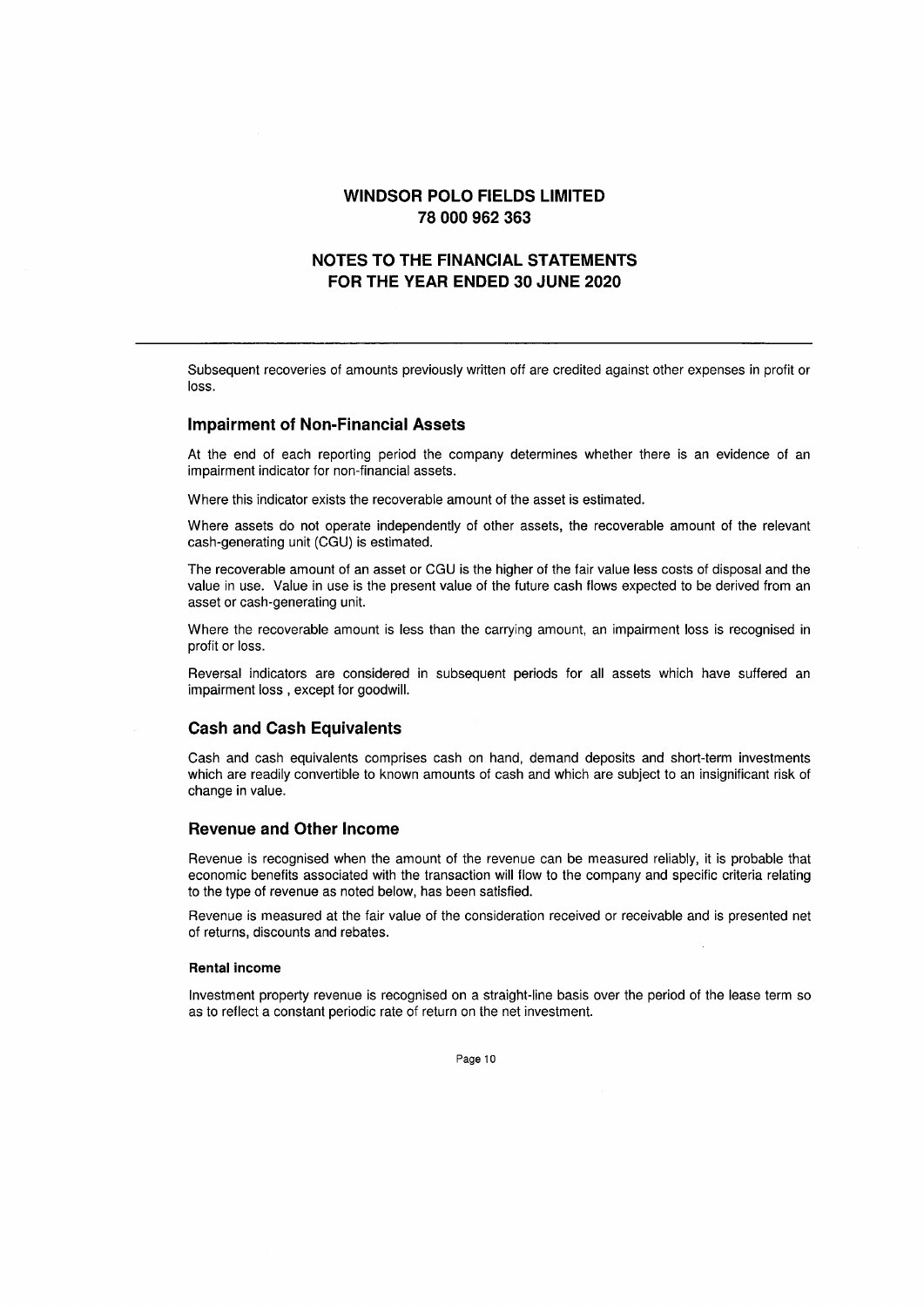Subsequent recoveries of amounts previously written off are credited against other expenses in profit or loss.

## Impairment of Non-Financial Assets

At the end of each reporting period the company determines whether there is an evidence of an impairment indicator for non-financial assets.

Where this indicator exists the recoverable amount of the asset is estimated.

Where assets do not operate independently of other assets, the recoverable amount of the relevant cash-generating unit (CGU) is estimated.

The recoverable amount of an asset or CGU is the higher of the fair value less costs of disposal and the value in use. Value in use is the present value of the future cash flows expected to be derived from an asset or cash-generating unit.

Where the recoverable amount is less than the carrying amount, an impairment loss is recognised in profit or loss.

Reversal indicators are considered in subsequent periods for all assets which have suffered an impairment loss , except for goodwill.

## Cash and Cash Equivalents

Cash and cash equivalents comprises cash on hand, demand deposits and short-term investments which are readily convertible to known amounts of cash and which are subject to an insignificant risk of change in value.

## Revenue and Other Income

Revenue is recognised when the amount of the revenue can be measured reliably, it is probable that economic benefits associated with the transaction will flow to the company and specific criteria relating to the type of revenue as noted below, has been satisfied.

Revenue is measured at the fair value of the consideration received or receivable and is presented net of returns, discounts and rebates.

#### Rental income

Investment property revenue is recognised on a straight-line basis over the period of the lease term so as to reflect a constant periodic rate of return on the net investment.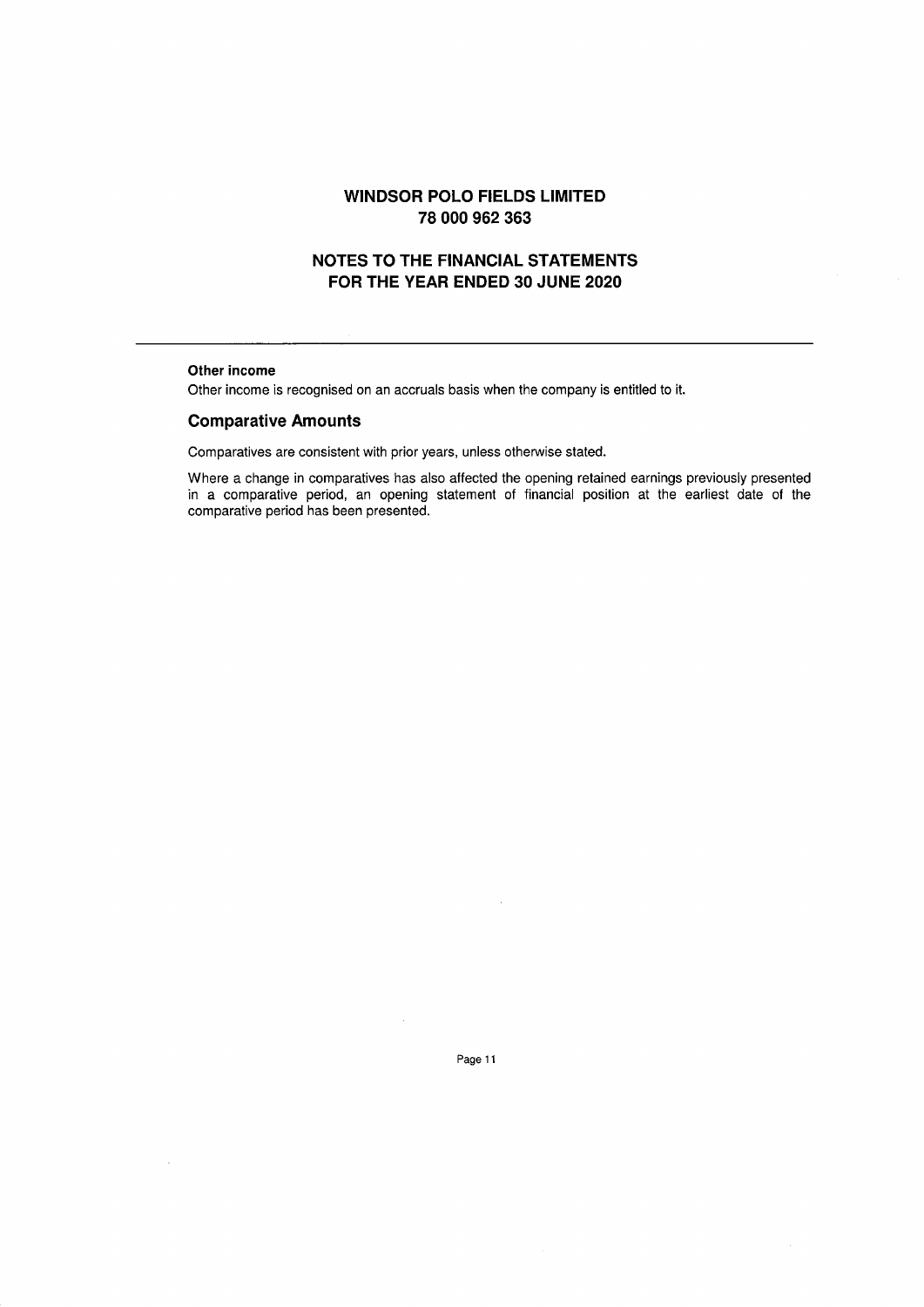# WINDSOR POLO FIELDS LIMITED
# 78 000 962 363

## NOTES TO THE FINANCIAL STATEMENTS
## FOR THE YEAR ENDED 30 JUNE 2020

**Other income**

Other income is recognised on an accruals basis when the company is entitled to it.

### Comparative Amounts

Comparatives are consistent with prior years, unless otherwise stated.

Where a change in comparatives has also affected the opening retained earnings previously presented in a comparative period, an opening statement of financial position at the earliest date of the comparative period has been presented.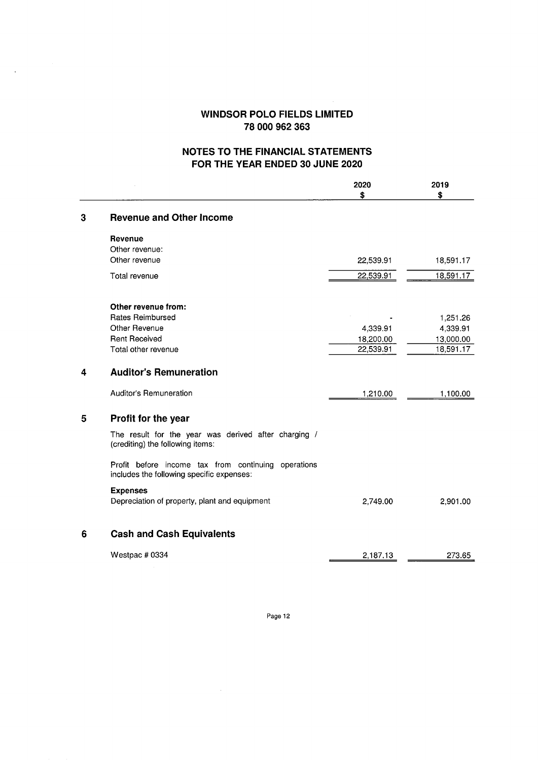# WINDSOR POLO FIELDS LIMITED
## 78 000 962 363

## NOTES TO THE FINANCIAL STATEMENTS FOR THE YEAR ENDED 30 JUNE 2020

| | 2020 $ | 2019 $ |
|---|---|---|

### 3 Revenue and Other Income

| | 2020 $ | 2019 $ |
|---|---|---|
| **Revenue** | | |
| Other revenue: | | |
| Other revenue | 22,539.91 | 18,591.17 |
| Total revenue | 22,539.91 | 18,591.17 |
| | | |
| **Other revenue from:** | | |
| Rates Reimbursed | - | 1,251.26 |
| Other Revenue | 4,339.91 | 4,339.91 |
| Rent Received | 18,200.00 | 13,000.00 |
| Total other revenue | 22,539.91 | 18,591.17 |

### 4 Auditor's Remuneration

| | 2020 $ | 2019 $ |
|---|---|---|
| Auditor's Remuneration | 1,210.00 | 1,100.00 |

### 5 Profit for the year

The result for the year was derived after charging / (crediting) the following items:

Profit before income tax from continuing operations includes the following specific expenses:

| | 2020 $ | 2019 $ |
|---|---|---|
| **Expenses** | | |
| Depreciation of property, plant and equipment | 2,749.00 | 2,901.00 |

### 6 Cash and Cash Equivalents

| | 2020 $ | 2019 $ |
|---|---|---|
| Westpac # 0334 | 2,187.13 | 273.65 |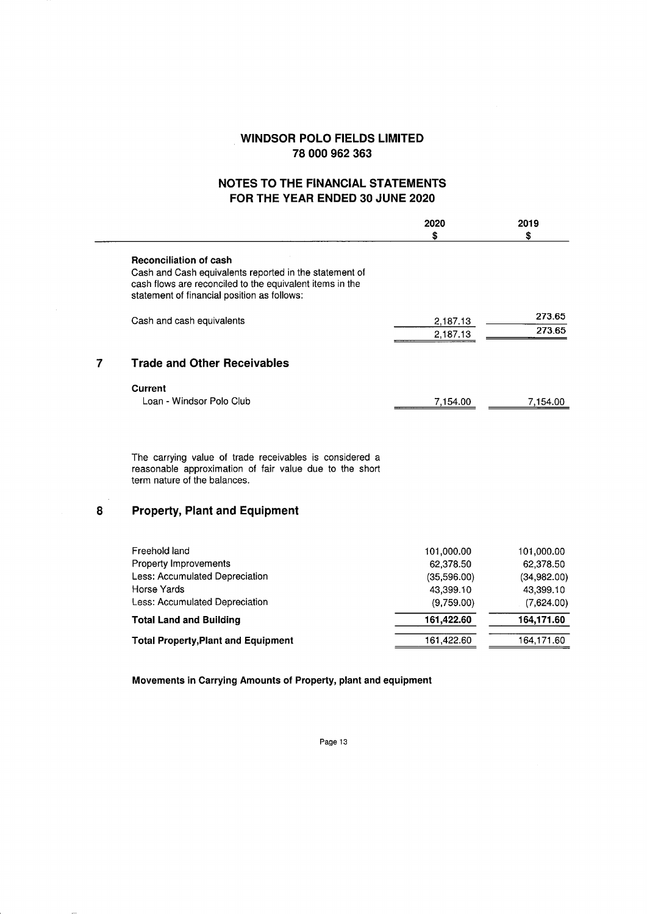# WINDSOR POLO FIELDS LIMITED
## 78 000 962 363

## NOTES TO THE FINANCIAL STATEMENTS
## FOR THE YEAR ENDED 30 JUNE 2020

| | 2020 $ | 2019 $ |
|---|---|---|
| **Reconciliation of cash** | | |
| Cash and Cash equivalents reported in the statement of cash flows are reconciled to the equivalent items in the statement of financial position as follows: | | |
| Cash and cash equivalents | 2,187.13 | 273.65 |
| | 2,187.13 | 273.65 |

## 7 Trade and Other Receivables

| | 2020 $ | 2019 $ |
|---|---|---|
| **Current** | | |
| Loan - Windsor Polo Club | 7,154.00 | 7,154.00 |

The carrying value of trade receivables is considered a reasonable approximation of fair value due to the short term nature of the balances.

## 8 Property, Plant and Equipment

| | 2020 $ | 2019 $ |
|---|---|---|
| Freehold land | 101,000.00 | 101,000.00 |
| Property Improvements | 62,378.50 | 62,378.50 |
| Less: Accumulated Depreciation | (35,596.00) | (34,982.00) |
| Horse Yards | 43,399.10 | 43,399.10 |
| Less: Accumulated Depreciation | (9,759.00) | (7,624.00) |
| **Total Land and Building** | **161,422.60** | **164,171.60** |
| **Total Property,Plant and Equipment** | 161,422.60 | 164,171.60 |

**Movements in Carrying Amounts of Property, plant and equipment**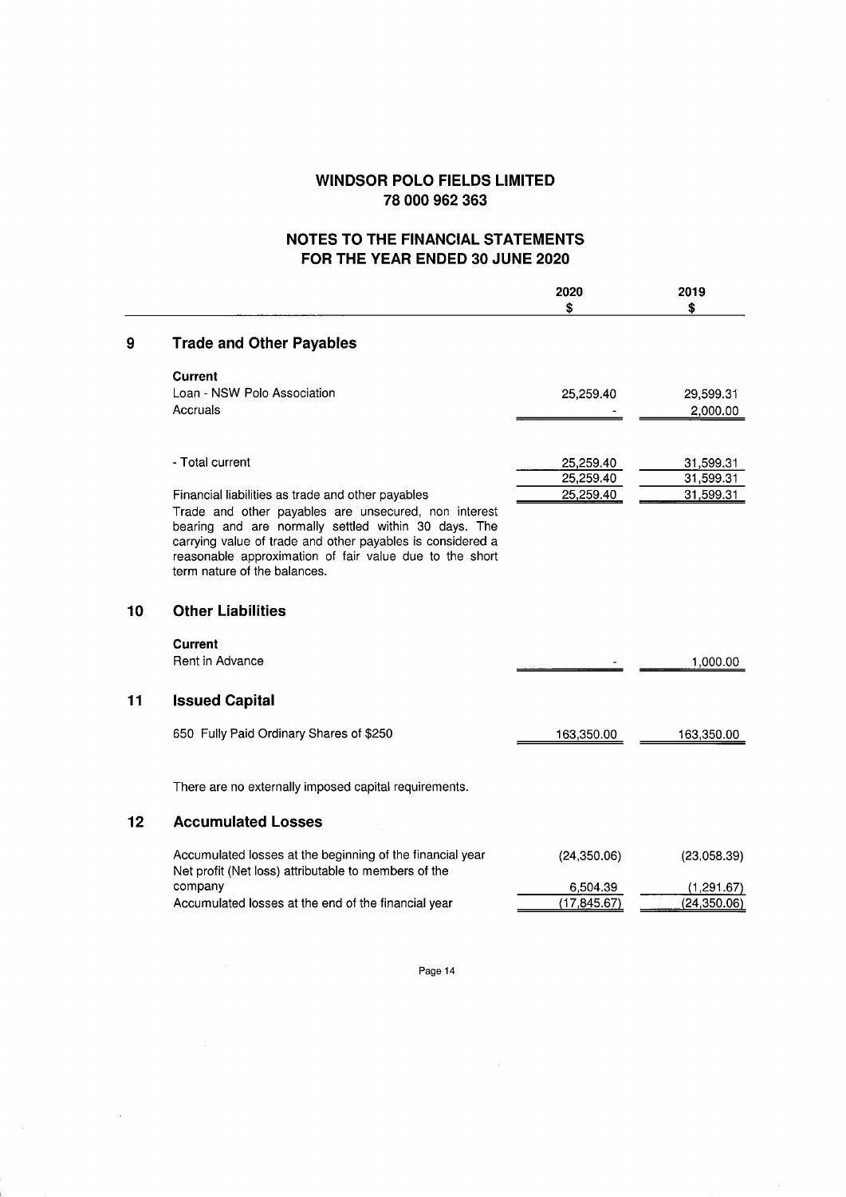# WINDSOR POLO FIELDS LIMITED
## 78 000 962 363

## NOTES TO THE FINANCIAL STATEMENTS
## FOR THE YEAR ENDED 30 JUNE 2020

| | 2020<br>$ | 2019<br>$ |
|---|---|---|

## 9 Trade and Other Payables

| | 2020<br>$ | 2019<br>$ |
|---|---|---|
| **Current** | | |
| Loan - NSW Polo Association | 25,259.40 | 29,599.31 |
| Accruals | - | 2,000.00 |
| | | |
| - Total current | 25,259.40 | 31,599.31 |
| | 25,259.40 | 31,599.31 |
| Financial liabilities as trade and other payables | 25,259.40 | 31,599.31 |

Trade and other payables are unsecured, non interest bearing and are normally settled within 30 days. The carrying value of trade and other payables is considered a reasonable approximation of fair value due to the short term nature of the balances.

## 10 Other Liabilities

| | 2020<br>$ | 2019<br>$ |
|---|---|---|
| **Current** | | |
| Rent in Advance | - | 1,000.00 |

## 11 Issued Capital

| | 2020<br>$ | 2019<br>$ |
|---|---|---|
| 650 Fully Paid Ordinary Shares of $250 | 163,350.00 | 163,350.00 |

There are no externally imposed capital requirements.

## 12 Accumulated Losses

| | 2020<br>$ | 2019<br>$ |
|---|---|---|
| Accumulated losses at the beginning of the financial year | (24,350.06) | (23,058.39) |
| Net profit (Net loss) attributable to members of the company | 6,504.39 | (1,291.67) |
| Accumulated losses at the end of the financial year | (17,845.67) | (24,350.06) |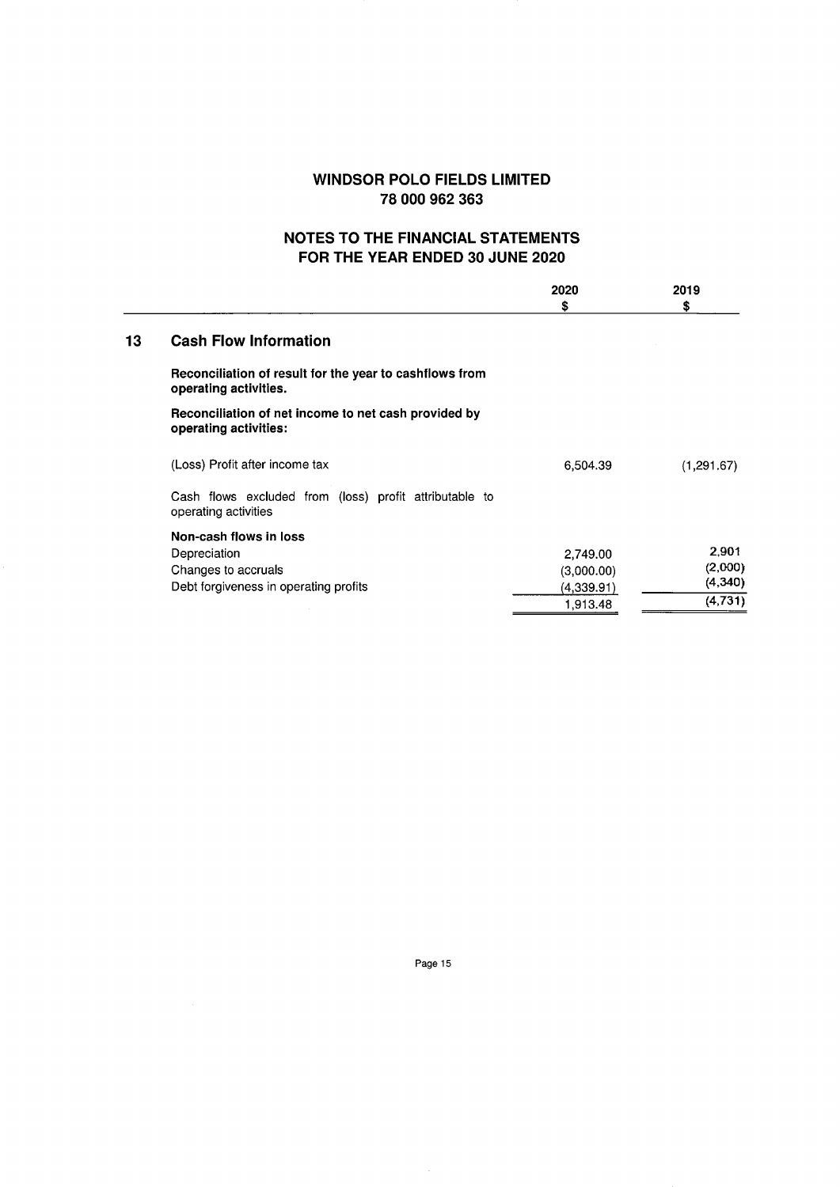# WINDSOR POLO FIELDS LIMITED
## 78 000 962 363

## NOTES TO THE FINANCIAL STATEMENTS FOR THE YEAR ENDED 30 JUNE 2020

| | 2020 $ | 2019 $ |
|---|---|---|
| **13 Cash Flow Information** | | |
| **Reconciliation of result for the year to cashflows from operating activities.** | | |
| **Reconciliation of net income to net cash provided by operating activities:** | | |
| (Loss) Profit after income tax | 6,504.39 | (1,291.67) |
| Cash flows excluded from (loss) profit attributable to operating activities | | |
| **Non-cash flows in loss** | | |
| Depreciation | 2,749.00 | 2,901 |
| Changes to accruals | (3,000.00) | (2,000) |
| Debt forgiveness in operating profits | (4,339.91) | (4,340) |
| | 1,913.48 | (4,731) |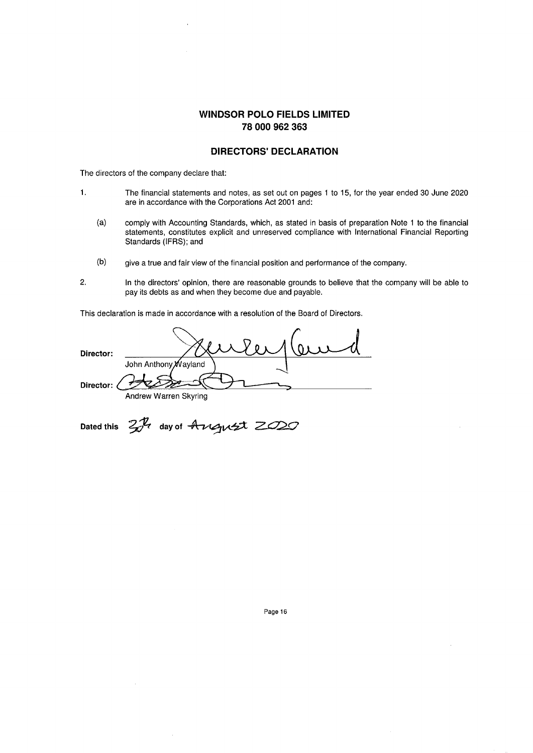# WINDSOR POLO FIELDS LIMITED
# 78 000 962 363

## DIRECTORS' DECLARATION

The directors of the company declare that:

1. The financial statements and notes, as set out on pages 1 to 15, for the year ended 30 June 2020 are in accordance with the Corporations Act 2001 and:

   (a) comply with Accounting Standards, which, as stated in basis of preparation Note 1 to the financial statements, constitutes explicit and unreserved compliance with International Financial Reporting Standards (IFRS); and

   (b) give a true and fair view of the financial position and performance of the company.

2. In the directors' opinion, there are reasonable grounds to believe that the company will be able to pay its debts as and when they become due and payable.

This declaration is made in accordance with a resolution of the Board of Directors.

Director: ______________________
John Anthony Wayland

Director: ______________________
Andrew Warren Skyring

Dated this 30th day of August 2020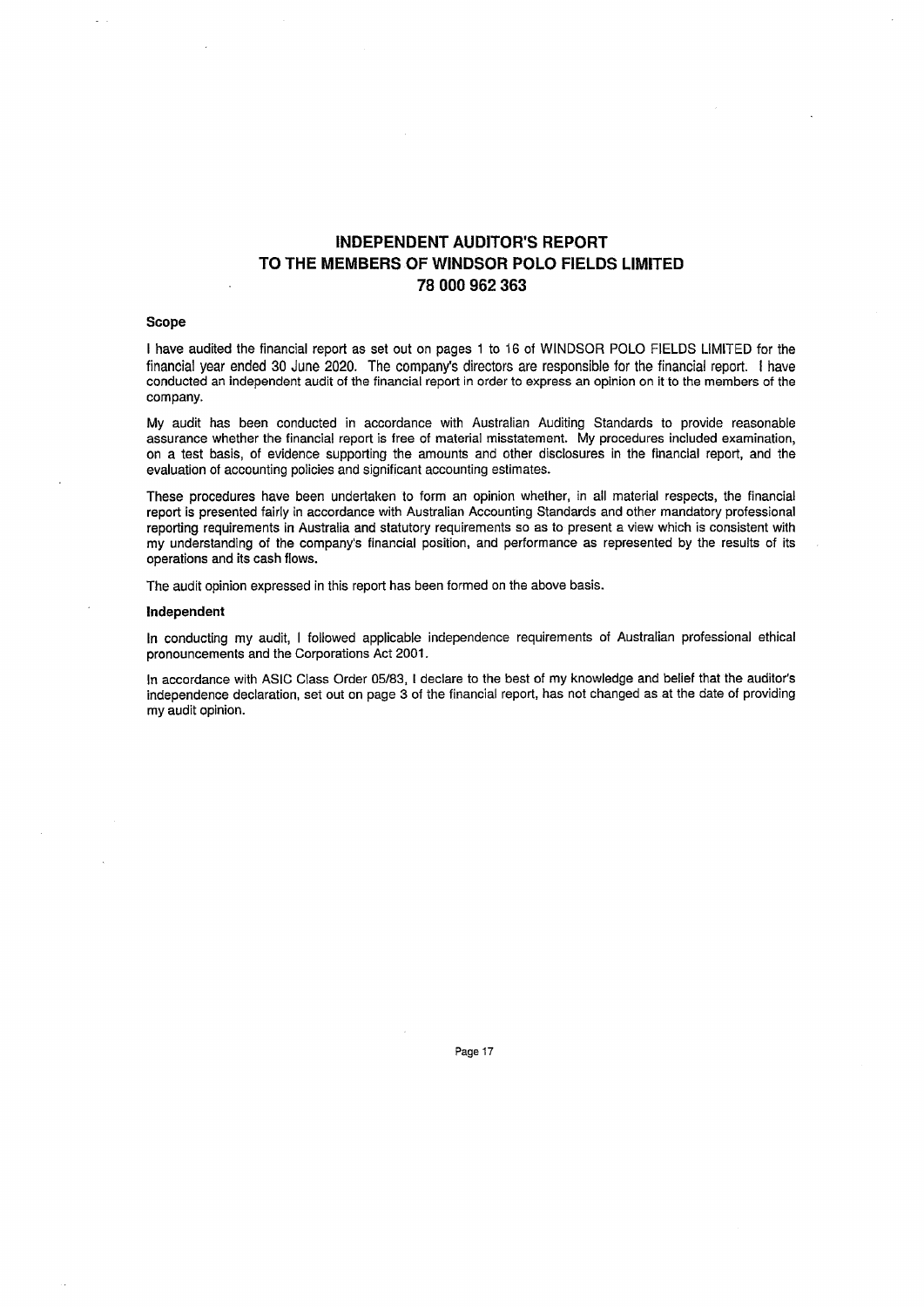# INDEPENDENT AUDITOR'S REPORT
# TO THE MEMBERS OF WINDSOR POLO FIELDS LIMITED
# 78 000 962 363

**Scope**

I have audited the financial report as set out on pages 1 to 16 of WINDSOR POLO FIELDS LIMITED for the financial year ended 30 June 2020. The company's directors are responsible for the financial report. I have conducted an independent audit of the financial report in order to express an opinion on it to the members of the company.

My audit has been conducted in accordance with Australian Auditing Standards to provide reasonable assurance whether the financial report is free of material misstatement. My procedures included examination, on a test basis, of evidence supporting the amounts and other disclosures in the financial report, and the evaluation of accounting policies and significant accounting estimates.

These procedures have been undertaken to form an opinion whether, in all material respects, the financial report is presented fairly in accordance with Australian Accounting Standards and other mandatory professional reporting requirements in Australia and statutory requirements so as to present a view which is consistent with my understanding of the company's financial position, and performance as represented by the results of its operations and its cash flows.

The audit opinion expressed in this report has been formed on the above basis.

**Independent**

In conducting my audit, I followed applicable independence requirements of Australian professional ethical pronouncements and the Corporations Act 2001.

In accordance with ASIC Class Order 05/83, I declare to the best of my knowledge and belief that the auditor's independence declaration, set out on page 3 of the financial report, has not changed as at the date of providing my audit opinion.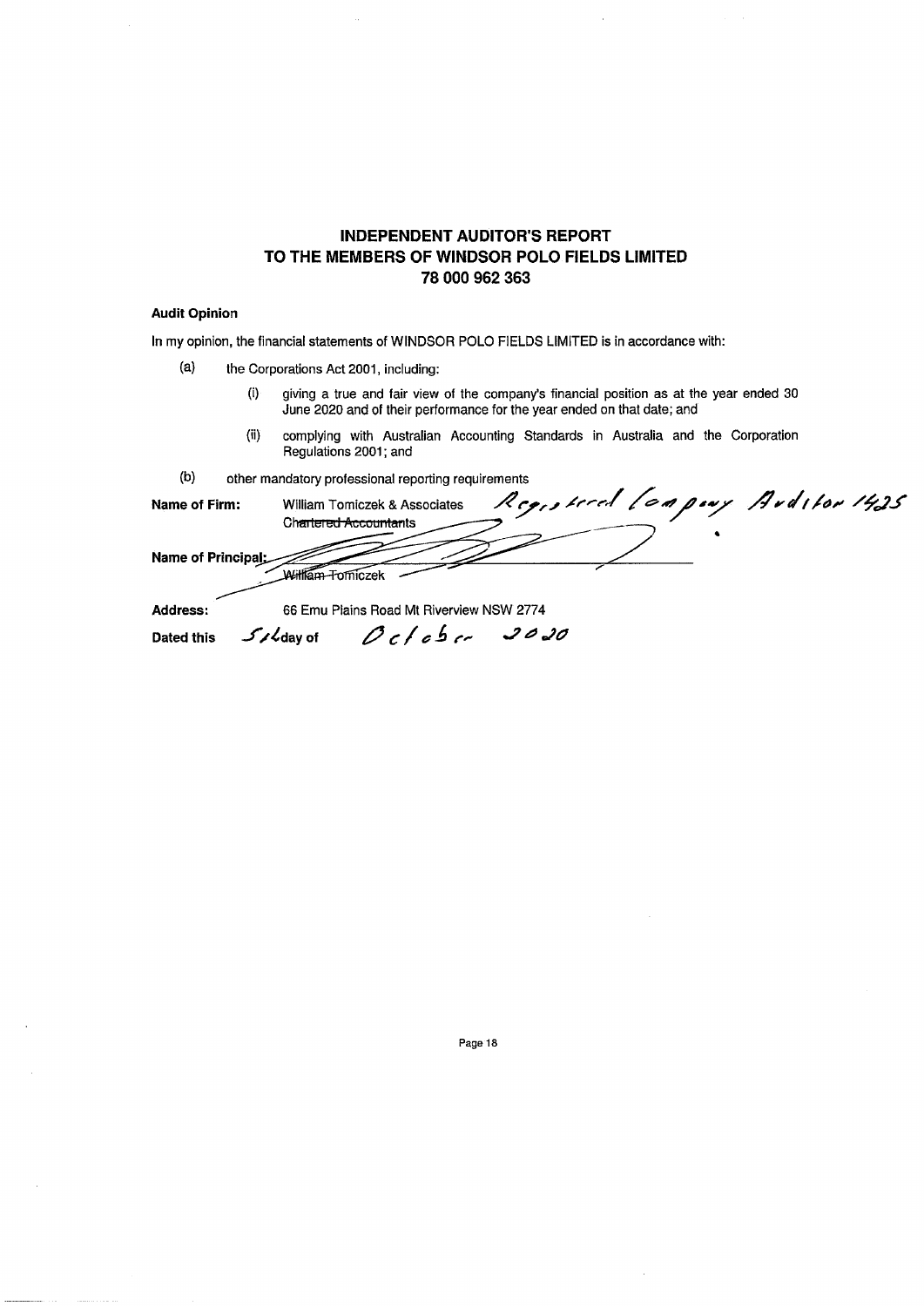## INDEPENDENT AUDITOR'S REPORT TO THE MEMBERS OF WINDSOR POLO FIELDS LIMITED 78 000 962 363

**Audit Opinion**

In my opinion, the financial statements of WINDSOR POLO FIELDS LIMITED is in accordance with:

(a) the Corporations Act 2001, including:

(i) giving a true and fair view of the company's financial position as at the year ended 30 June 2020 and of their performance for the year ended on that date; and

(ii) complying with Australian Accounting Standards in Australia and the Corporation Regulations 2001; and

(b) other mandatory professional reporting requirements

**Name of Firm:** William Tomiczek & Associates ~~Chartered Accountants~~ Registered Company Auditor 1425

**Name of Principal:** William Tomiczek

**Address:** 66 Emu Plains Road Mt Riverview NSW 2774

**Dated this** 5th **day of** October 2020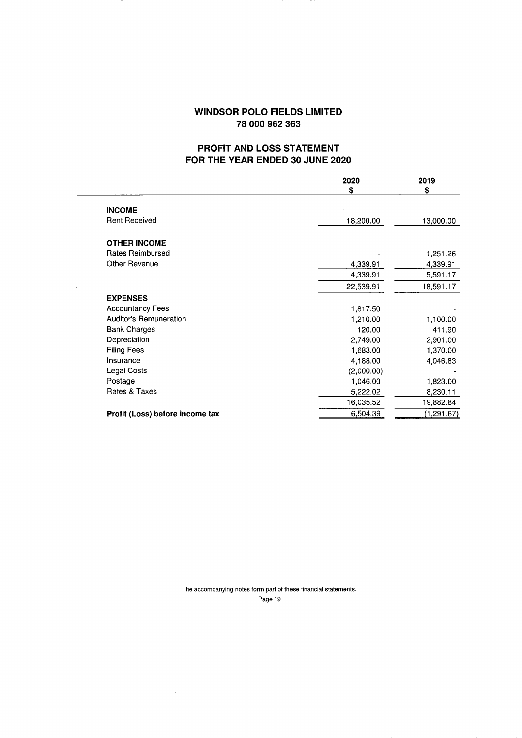# WINDSOR POLO FIELDS LIMITED
## 78 000 962 363

## PROFIT AND LOSS STATEMENT
## FOR THE YEAR ENDED 30 JUNE 2020

| | 2020 $ | 2019 $ |
|---|---|---|
| **INCOME** | | |
| Rent Received | 18,200.00 | 13,000.00 |
| **OTHER INCOME** | | |
| Rates Reimbursed | - | 1,251.26 |
| Other Revenue | 4,339.91 | 4,339.91 |
| | 4,339.91 | 5,591.17 |
| | 22,539.91 | 18,591.17 |
| **EXPENSES** | | |
| Accountancy Fees | 1,817.50 | - |
| Auditor's Remuneration | 1,210.00 | 1,100.00 |
| Bank Charges | 120.00 | 411.90 |
| Depreciation | 2,749.00 | 2,901.00 |
| Filing Fees | 1,683.00 | 1,370.00 |
| Insurance | 4,188.00 | 4,046.83 |
| Legal Costs | (2,000.00) | - |
| Postage | 1,046.00 | 1,823.00 |
| Rates & Taxes | 5,222.02 | 8,230.11 |
| | 16,035.52 | 19,882.84 |
| **Profit (Loss) before income tax** | 6,504.39 | (1,291.67) |

The accompanying notes form part of these financial statements.